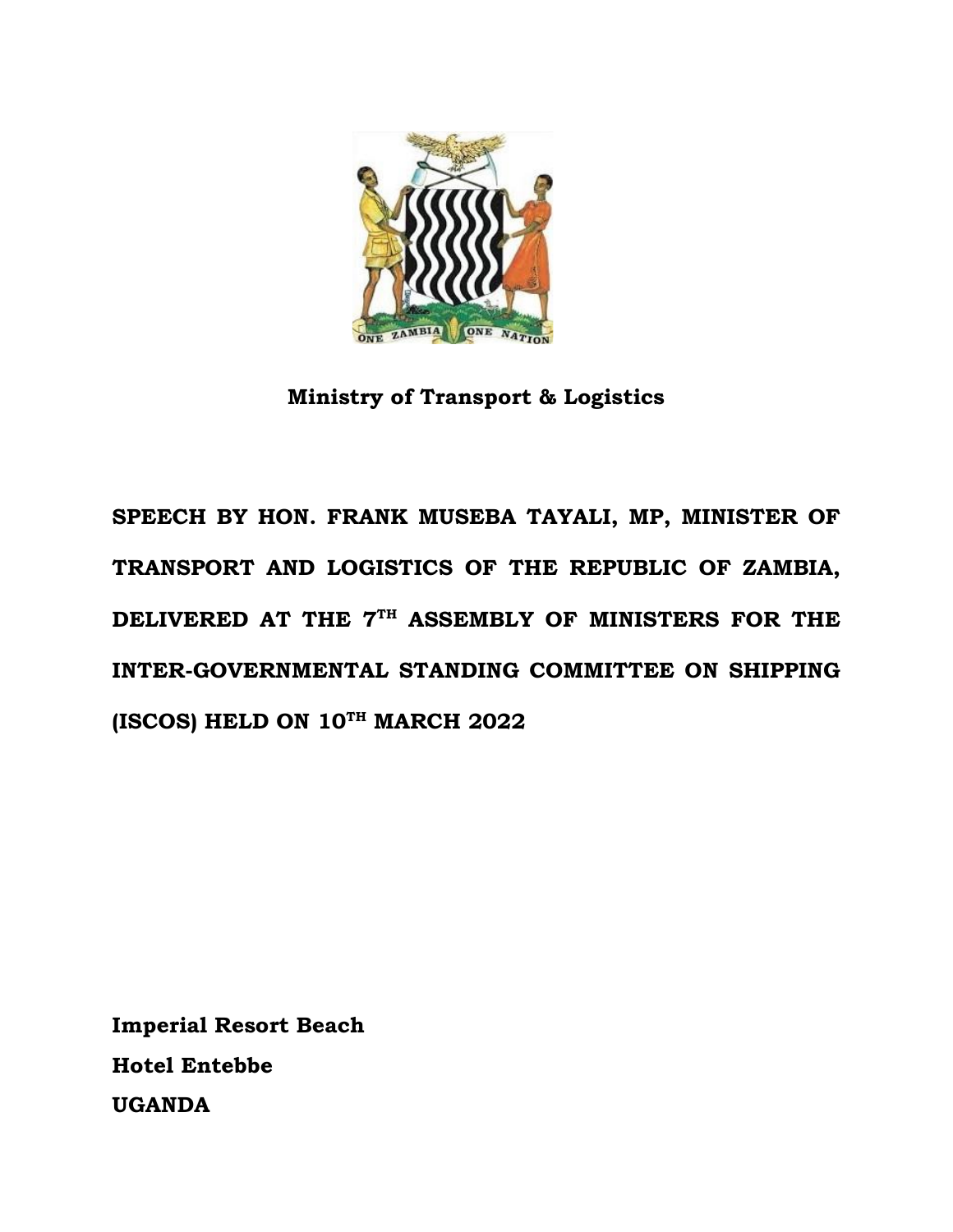**Ministry of Transport & Logistics**

# SPEECH BY HON. FRANK MUSEBA TAYALI, MP, MINISTER OF TRANSPORT AND LOGISTICS OF THE REPUBLIC OF ZAMBIA, DELIVERED AT THE 7TH ASSEMBLY OF MINISTERS FOR THE INTER-GOVERNMENTAL STANDING COMMITTEE ON SHIPPING (ISCOS) HELD ON 10TH MARCH 2022

**Imperial Resort Beach**
**Hotel Entebbe**
**UGANDA**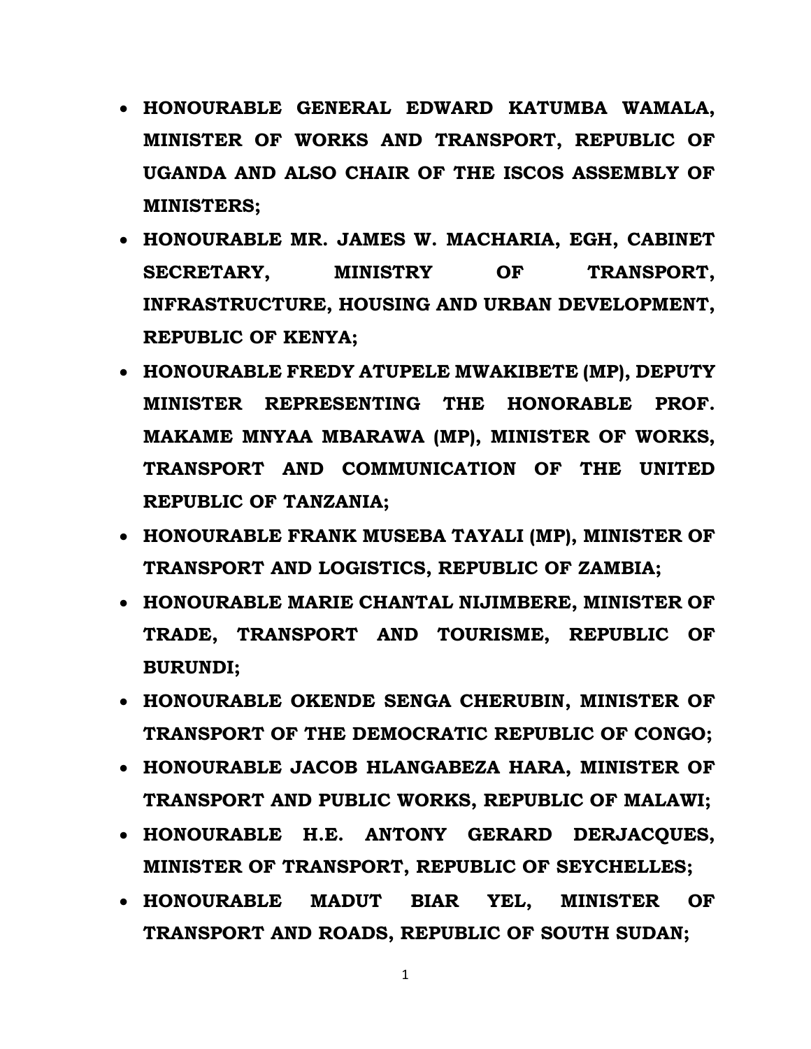- **HONOURABLE GENERAL EDWARD KATUMBA WAMALA, MINISTER OF WORKS AND TRANSPORT, REPUBLIC OF UGANDA AND ALSO CHAIR OF THE ISCOS ASSEMBLY OF MINISTERS;**
- **HONOURABLE MR. JAMES W. MACHARIA, EGH, CABINET SECRETARY, MINISTRY OF TRANSPORT, INFRASTRUCTURE, HOUSING AND URBAN DEVELOPMENT, REPUBLIC OF KENYA;**
- **HONOURABLE FREDY ATUPELE MWAKIBETE (MP), DEPUTY MINISTER REPRESENTING THE HONORABLE PROF. MAKAME MNYAA MBARAWA (MP), MINISTER OF WORKS, TRANSPORT AND COMMUNICATION OF THE UNITED REPUBLIC OF TANZANIA;**
- **HONOURABLE FRANK MUSEBA TAYALI (MP), MINISTER OF TRANSPORT AND LOGISTICS, REPUBLIC OF ZAMBIA;**
- **HONOURABLE MARIE CHANTAL NIJIMBERE, MINISTER OF TRADE, TRANSPORT AND TOURISME, REPUBLIC OF BURUNDI;**
- **HONOURABLE OKENDE SENGA CHERUBIN, MINISTER OF TRANSPORT OF THE DEMOCRATIC REPUBLIC OF CONGO;**
- **HONOURABLE JACOB HLANGABEZA HARA, MINISTER OF TRANSPORT AND PUBLIC WORKS, REPUBLIC OF MALAWI;**
- **HONOURABLE H.E. ANTONY GERARD DERJACQUES, MINISTER OF TRANSPORT, REPUBLIC OF SEYCHELLES;**
- **HONOURABLE MADUT BIAR YEL, MINISTER OF TRANSPORT AND ROADS, REPUBLIC OF SOUTH SUDAN;**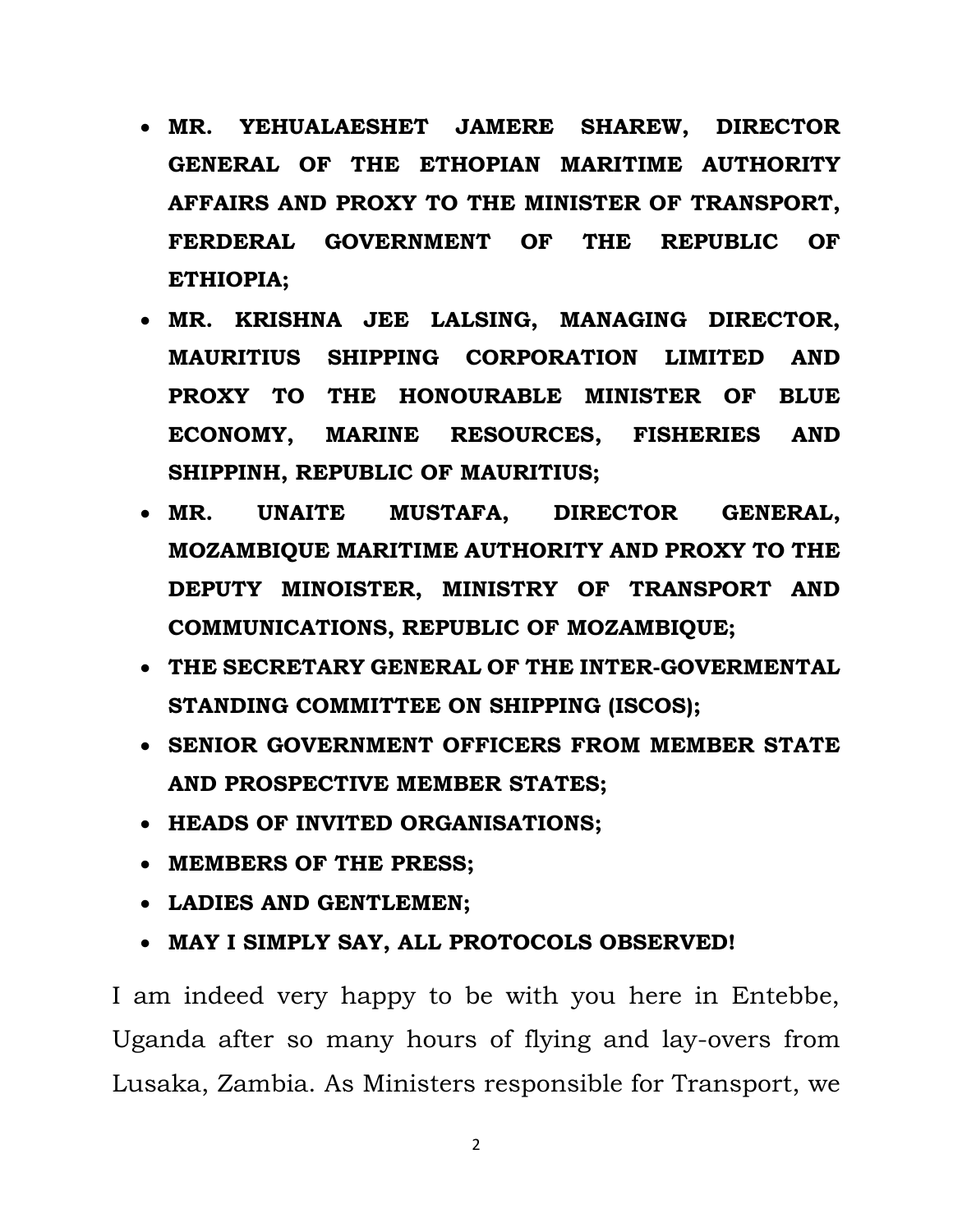- **MR. YEHUALAESHET JAMERE SHAREW, DIRECTOR GENERAL OF THE ETHOPIAN MARITIME AUTHORITY AFFAIRS AND PROXY TO THE MINISTER OF TRANSPORT, FERDERAL GOVERNMENT OF THE REPUBLIC OF ETHIOPIA;**
- **MR. KRISHNA JEE LALSING, MANAGING DIRECTOR, MAURITIUS SHIPPING CORPORATION LIMITED AND PROXY TO THE HONOURABLE MINISTER OF BLUE ECONOMY, MARINE RESOURCES, FISHERIES AND SHIPPINH, REPUBLIC OF MAURITIUS;**
- **MR. UNAITE MUSTAFA, DIRECTOR GENERAL, MOZAMBIQUE MARITIME AUTHORITY AND PROXY TO THE DEPUTY MINOISTER, MINISTRY OF TRANSPORT AND COMMUNICATIONS, REPUBLIC OF MOZAMBIQUE;**
- **THE SECRETARY GENERAL OF THE INTER-GOVERMENTAL STANDING COMMITTEE ON SHIPPING (ISCOS);**
- **SENIOR GOVERNMENT OFFICERS FROM MEMBER STATE AND PROSPECTIVE MEMBER STATES;**
- **HEADS OF INVITED ORGANISATIONS;**
- **MEMBERS OF THE PRESS;**
- **LADIES AND GENTLEMEN;**
- **MAY I SIMPLY SAY, ALL PROTOCOLS OBSERVED!**

I am indeed very happy to be with you here in Entebbe, Uganda after so many hours of flying and lay-overs from Lusaka, Zambia. As Ministers responsible for Transport, we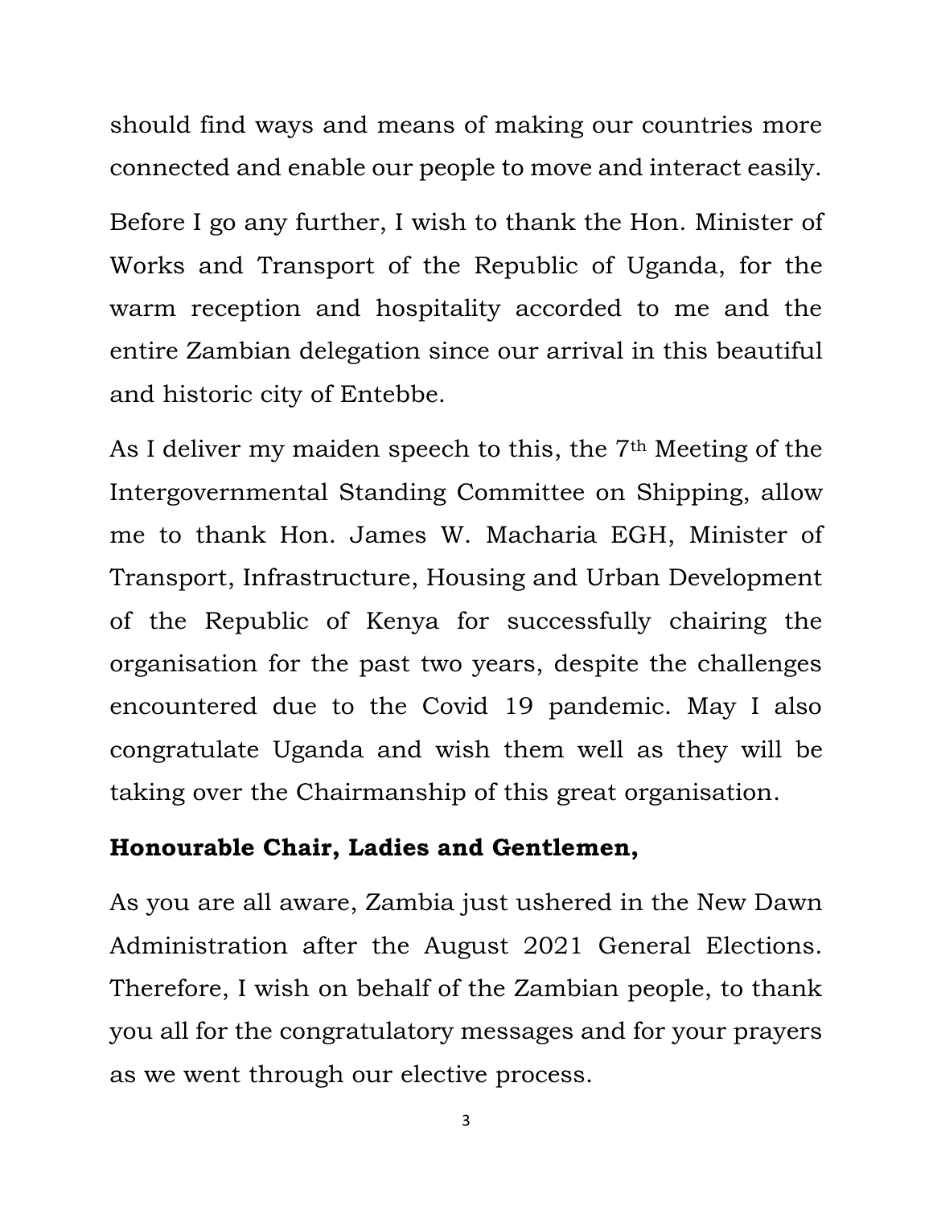should find ways and means of making our countries more connected and enable our people to move and interact easily.

Before I go any further, I wish to thank the Hon. Minister of Works and Transport of the Republic of Uganda, for the warm reception and hospitality accorded to me and the entire Zambian delegation since our arrival in this beautiful and historic city of Entebbe.

As I deliver my maiden speech to this, the 7th Meeting of the Intergovernmental Standing Committee on Shipping, allow me to thank Hon. James W. Macharia EGH, Minister of Transport, Infrastructure, Housing and Urban Development of the Republic of Kenya for successfully chairing the organisation for the past two years, despite the challenges encountered due to the Covid 19 pandemic. May I also congratulate Uganda and wish them well as they will be taking over the Chairmanship of this great organisation.

**Honourable Chair, Ladies and Gentlemen,**

As you are all aware, Zambia just ushered in the New Dawn Administration after the August 2021 General Elections. Therefore, I wish on behalf of the Zambian people, to thank you all for the congratulatory messages and for your prayers as we went through our elective process.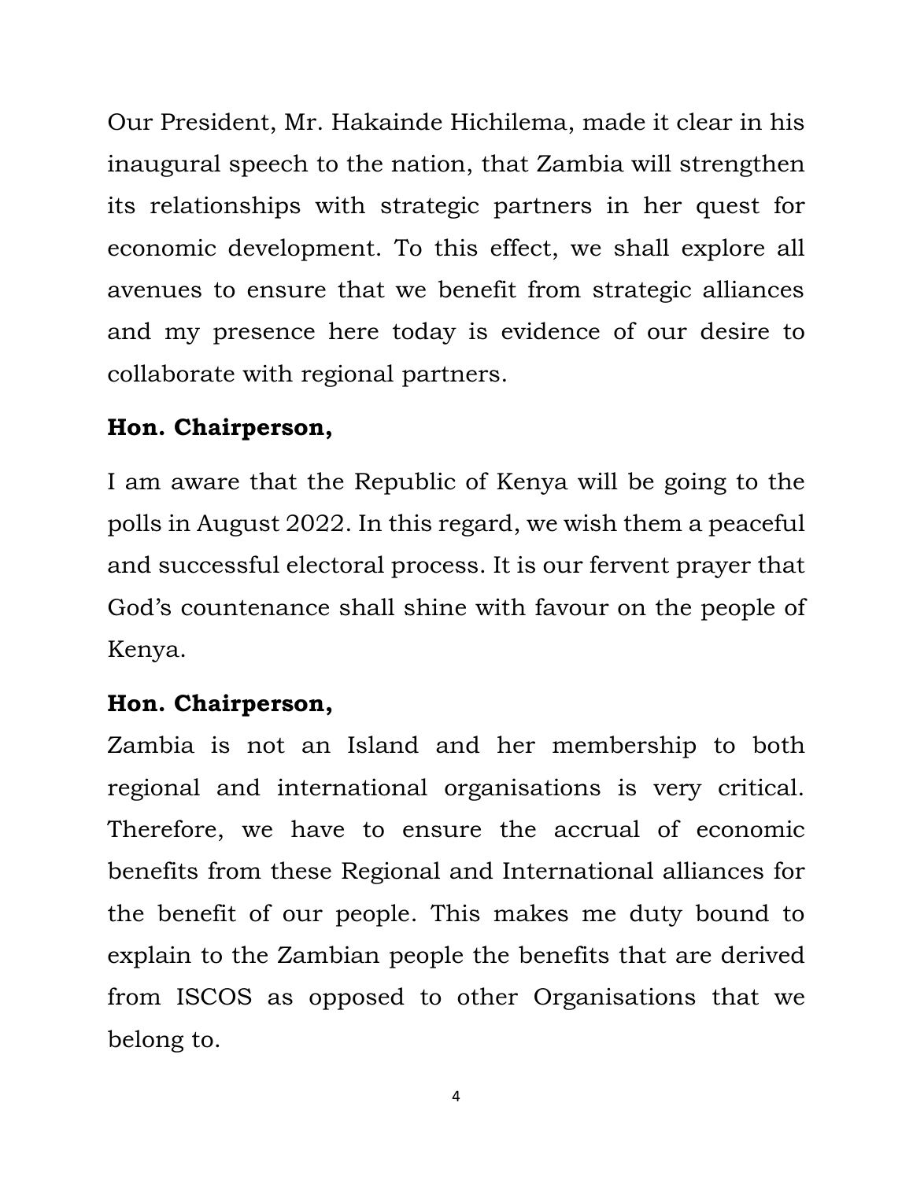Our President, Mr. Hakainde Hichilema, made it clear in his inaugural speech to the nation, that Zambia will strengthen its relationships with strategic partners in her quest for economic development. To this effect, we shall explore all avenues to ensure that we benefit from strategic alliances and my presence here today is evidence of our desire to collaborate with regional partners.

**Hon. Chairperson,**

I am aware that the Republic of Kenya will be going to the polls in August 2022. In this regard, we wish them a peaceful and successful electoral process. It is our fervent prayer that God's countenance shall shine with favour on the people of Kenya.

**Hon. Chairperson,**

Zambia is not an Island and her membership to both regional and international organisations is very critical. Therefore, we have to ensure the accrual of economic benefits from these Regional and International alliances for the benefit of our people. This makes me duty bound to explain to the Zambian people the benefits that are derived from ISCOS as opposed to other Organisations that we belong to.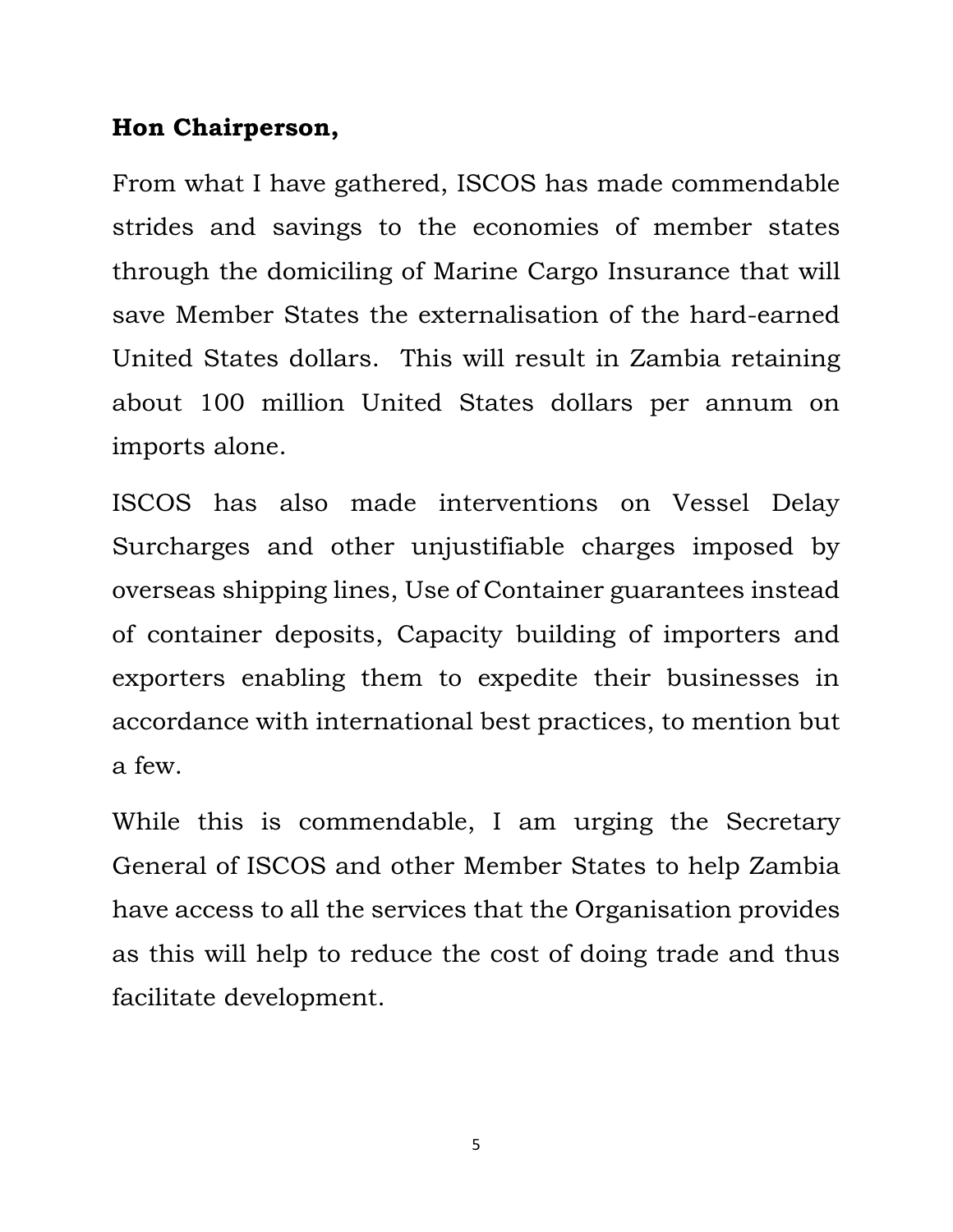**Hon Chairperson,**

From what I have gathered, ISCOS has made commendable strides and savings to the economies of member states through the domiciling of Marine Cargo Insurance that will save Member States the externalisation of the hard-earned United States dollars. This will result in Zambia retaining about 100 million United States dollars per annum on imports alone.

ISCOS has also made interventions on Vessel Delay Surcharges and other unjustifiable charges imposed by overseas shipping lines, Use of Container guarantees instead of container deposits, Capacity building of importers and exporters enabling them to expedite their businesses in accordance with international best practices, to mention but a few.

While this is commendable, I am urging the Secretary General of ISCOS and other Member States to help Zambia have access to all the services that the Organisation provides as this will help to reduce the cost of doing trade and thus facilitate development.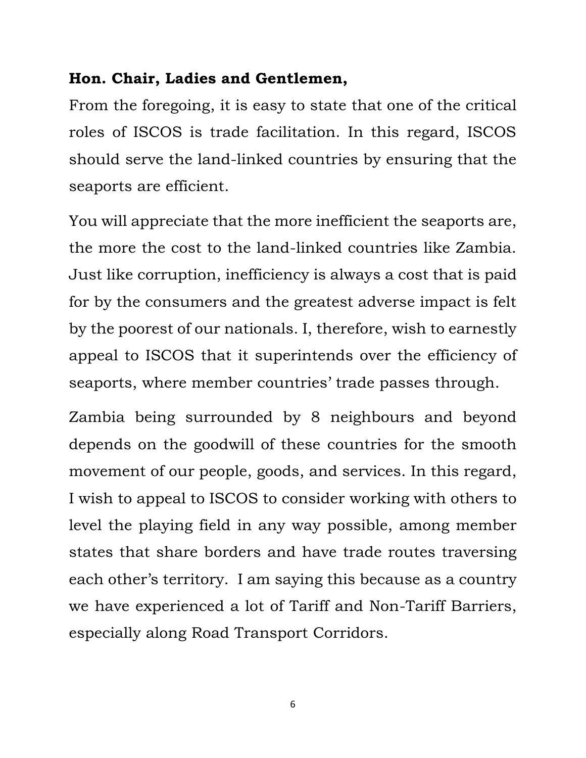**Hon. Chair, Ladies and Gentlemen,**

From the foregoing, it is easy to state that one of the critical roles of ISCOS is trade facilitation. In this regard, ISCOS should serve the land-linked countries by ensuring that the seaports are efficient.

You will appreciate that the more inefficient the seaports are, the more the cost to the land-linked countries like Zambia. Just like corruption, inefficiency is always a cost that is paid for by the consumers and the greatest adverse impact is felt by the poorest of our nationals. I, therefore, wish to earnestly appeal to ISCOS that it superintends over the efficiency of seaports, where member countries' trade passes through.

Zambia being surrounded by 8 neighbours and beyond depends on the goodwill of these countries for the smooth movement of our people, goods, and services. In this regard, I wish to appeal to ISCOS to consider working with others to level the playing field in any way possible, among member states that share borders and have trade routes traversing each other's territory. I am saying this because as a country we have experienced a lot of Tariff and Non-Tariff Barriers, especially along Road Transport Corridors.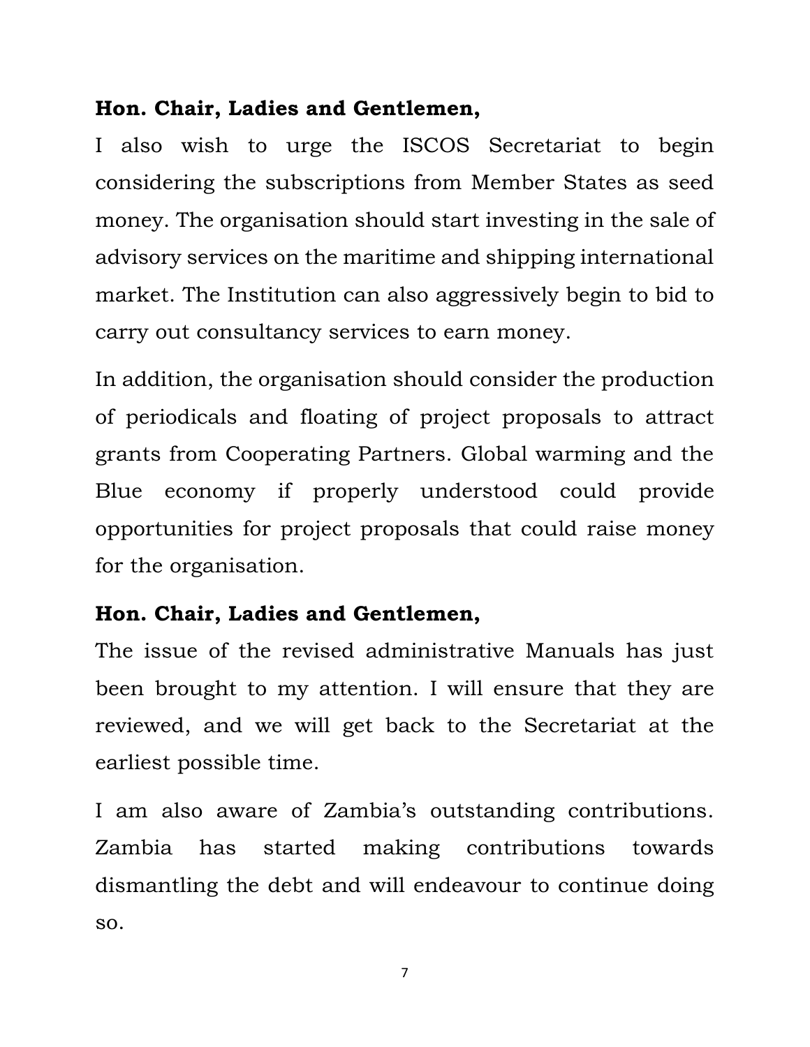**Hon. Chair, Ladies and Gentlemen,**

I also wish to urge the ISCOS Secretariat to begin considering the subscriptions from Member States as seed money. The organisation should start investing in the sale of advisory services on the maritime and shipping international market. The Institution can also aggressively begin to bid to carry out consultancy services to earn money.

In addition, the organisation should consider the production of periodicals and floating of project proposals to attract grants from Cooperating Partners. Global warming and the Blue economy if properly understood could provide opportunities for project proposals that could raise money for the organisation.

**Hon. Chair, Ladies and Gentlemen,**

The issue of the revised administrative Manuals has just been brought to my attention. I will ensure that they are reviewed, and we will get back to the Secretariat at the earliest possible time.

I am also aware of Zambia's outstanding contributions. Zambia has started making contributions towards dismantling the debt and will endeavour to continue doing so.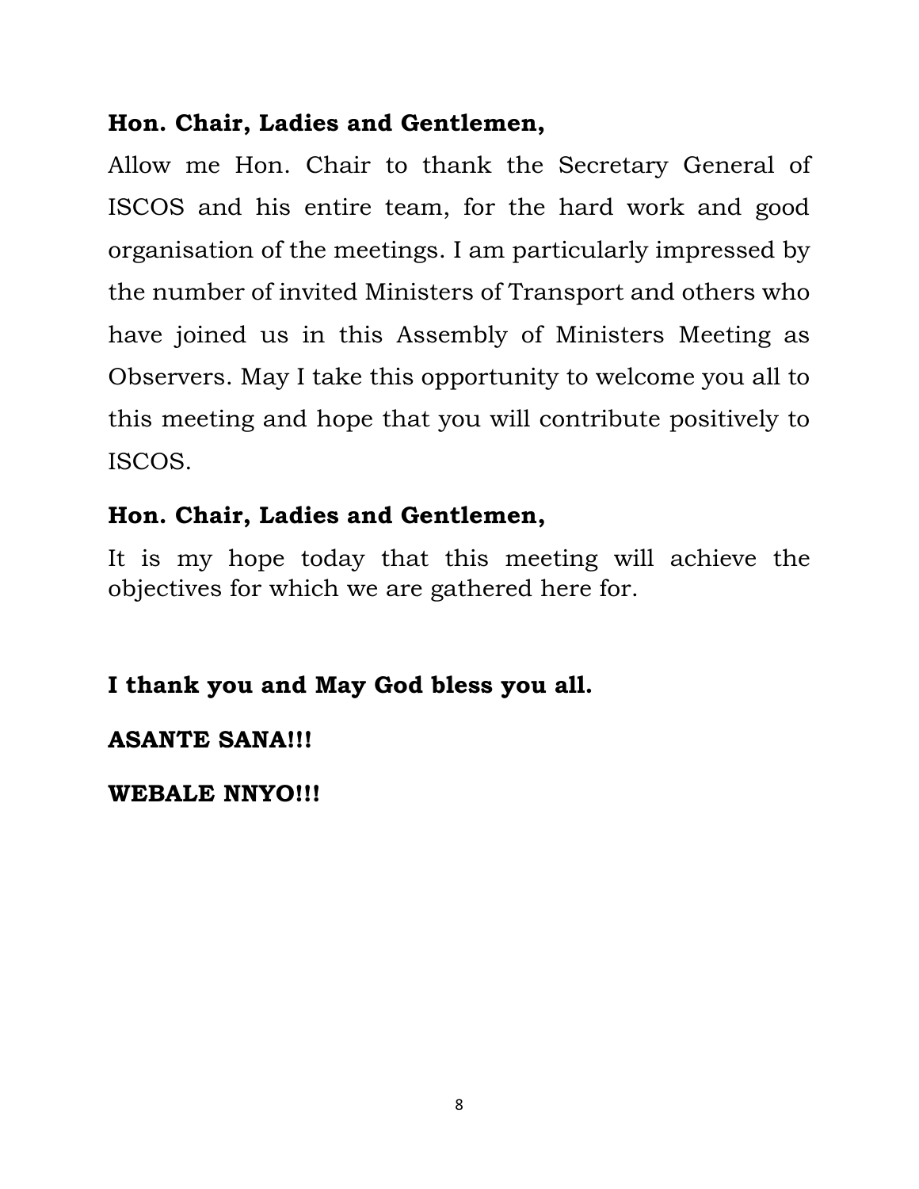**Hon. Chair, Ladies and Gentlemen,**

Allow me Hon. Chair to thank the Secretary General of ISCOS and his entire team, for the hard work and good organisation of the meetings. I am particularly impressed by the number of invited Ministers of Transport and others who have joined us in this Assembly of Ministers Meeting as Observers. May I take this opportunity to welcome you all to this meeting and hope that you will contribute positively to ISCOS.

**Hon. Chair, Ladies and Gentlemen,**

It is my hope today that this meeting will achieve the objectives for which we are gathered here for.

**I thank you and May God bless you all.**

**ASANTE SANA!!!**

**WEBALE NNYO!!!**